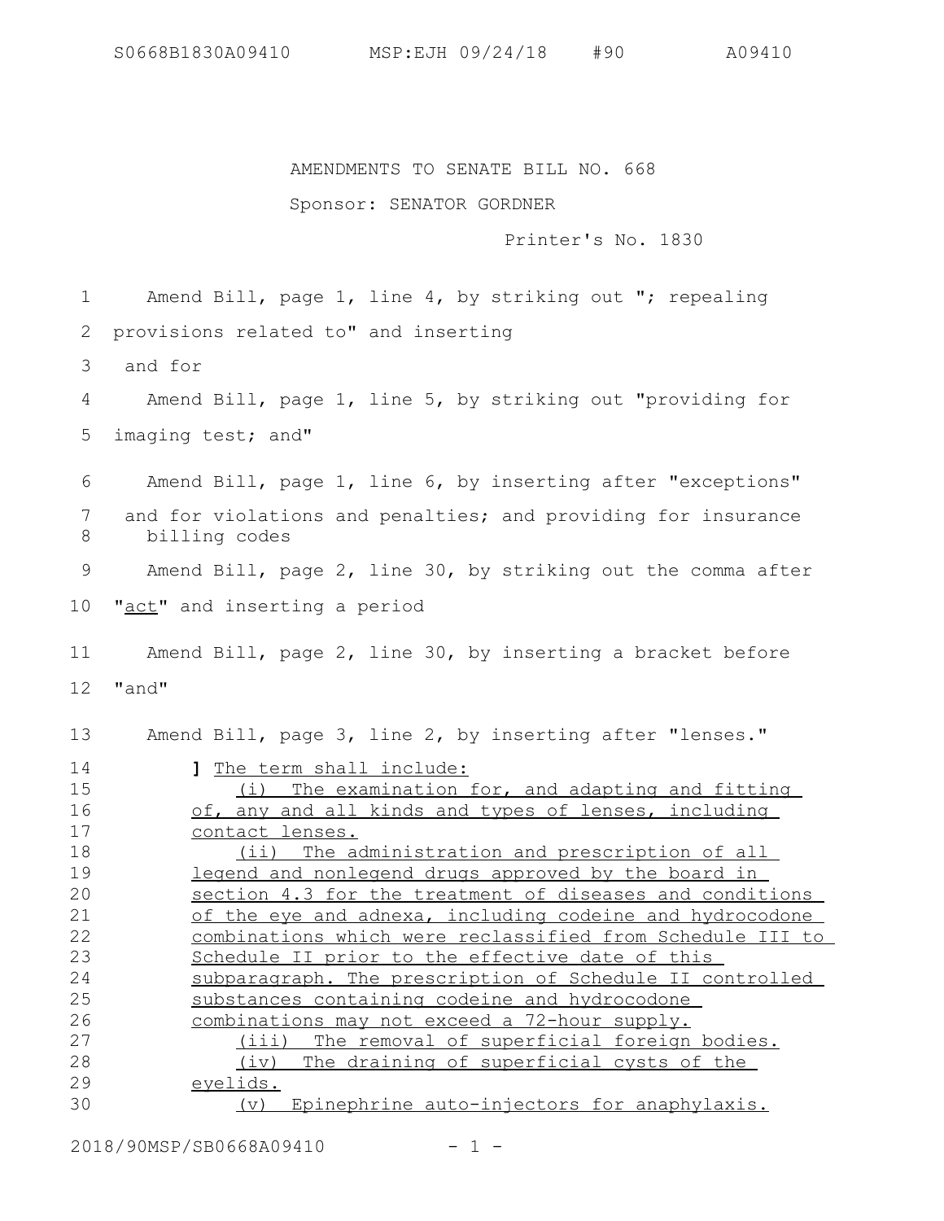AMENDMENTS TO SENATE BILL NO. 668

Sponsor: SENATOR GORDNER

Printer's No. 1830

Amend Bill, page 1, line 4, by striking out "; repealing provisions related to" and inserting

and for

Amend Bill, page 1, line 5, by striking out "providing for imaging test; and"

Amend Bill, page 1, line 6, by inserting after "exceptions"

and for violations and penalties; and providing for insurance billing codes

Amend Bill, page 2, line 30, by striking out the comma after "act" and inserting a period

Amend Bill, page 2, line 30, by inserting a bracket before "and"

Amend Bill, page 3, line 2, by inserting after "lenses."

] The term shall include:

(i) The examination for, and adapting and fitting of, any and all kinds and types of lenses, including contact lenses.

(ii) The administration and prescription of all legend and nonlegend drugs approved by the board in section 4.3 for the treatment of diseases and conditions of the eye and adnexa, including codeine and hydrocodone combinations which were reclassified from Schedule III to Schedule II prior to the effective date of this subparagraph. The prescription of Schedule II controlled substances containing codeine and hydrocodone combinations may not exceed a 72-hour supply.

(iii) The removal of superficial foreign bodies.

(iv) The draining of superficial cysts of the eyelids.

(v) Epinephrine auto-injectors for anaphylaxis.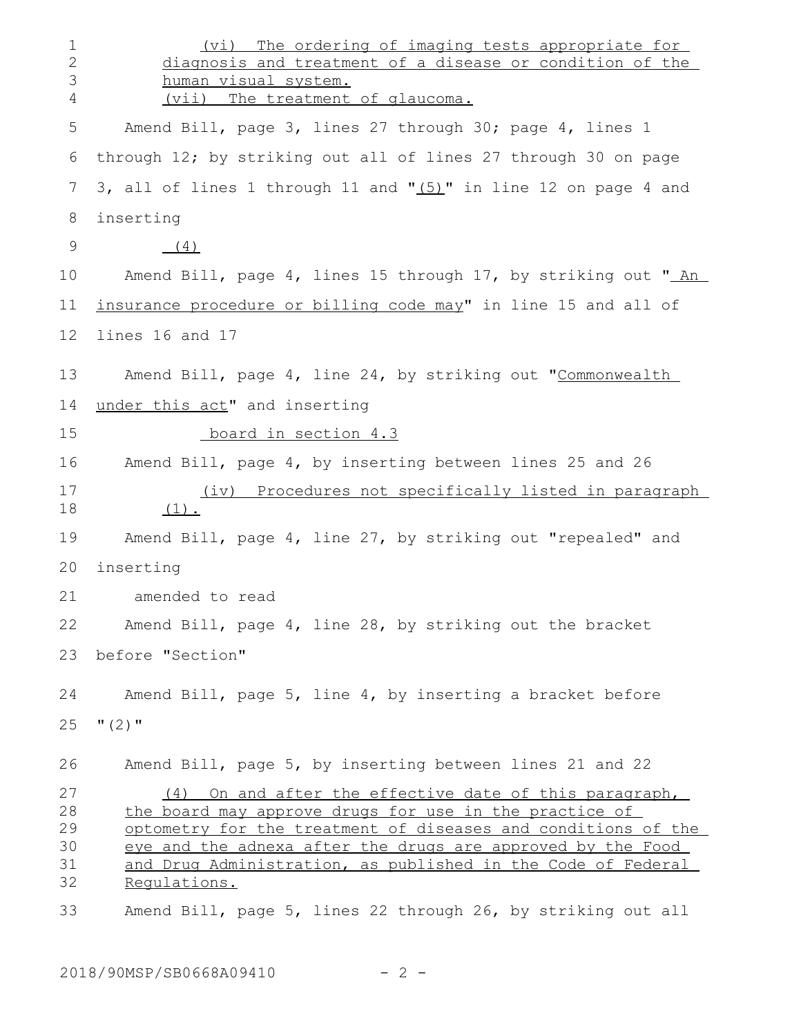(vi) The ordering of imaging tests appropriate for diagnosis and treatment of a disease or condition of the human visual system.

(vii) The treatment of glaucoma.

Amend Bill, page 3, lines 27 through 30; page 4, lines 1 through 12; by striking out all of lines 27 through 30 on page 3, all of lines 1 through 11 and "(5)" in line 12 on page 4 and inserting

(4)

Amend Bill, page 4, lines 15 through 17, by striking out " An insurance procedure or billing code may" in line 15 and all of lines 16 and 17

Amend Bill, page 4, line 24, by striking out "Commonwealth under this act" and inserting

board in section 4.3

Amend Bill, page 4, by inserting between lines 25 and 26

(iv) Procedures not specifically listed in paragraph (1).

Amend Bill, page 4, line 27, by striking out "repealed" and inserting

amended to read

Amend Bill, page 4, line 28, by striking out the bracket before "Section"

Amend Bill, page 5, line 4, by inserting a bracket before "(2)"

Amend Bill, page 5, by inserting between lines 21 and 22

(4) On and after the effective date of this paragraph, the board may approve drugs for use in the practice of optometry for the treatment of diseases and conditions of the eye and the adnexa after the drugs are approved by the Food and Drug Administration, as published in the Code of Federal Regulations.

Amend Bill, page 5, lines 22 through 26, by striking out all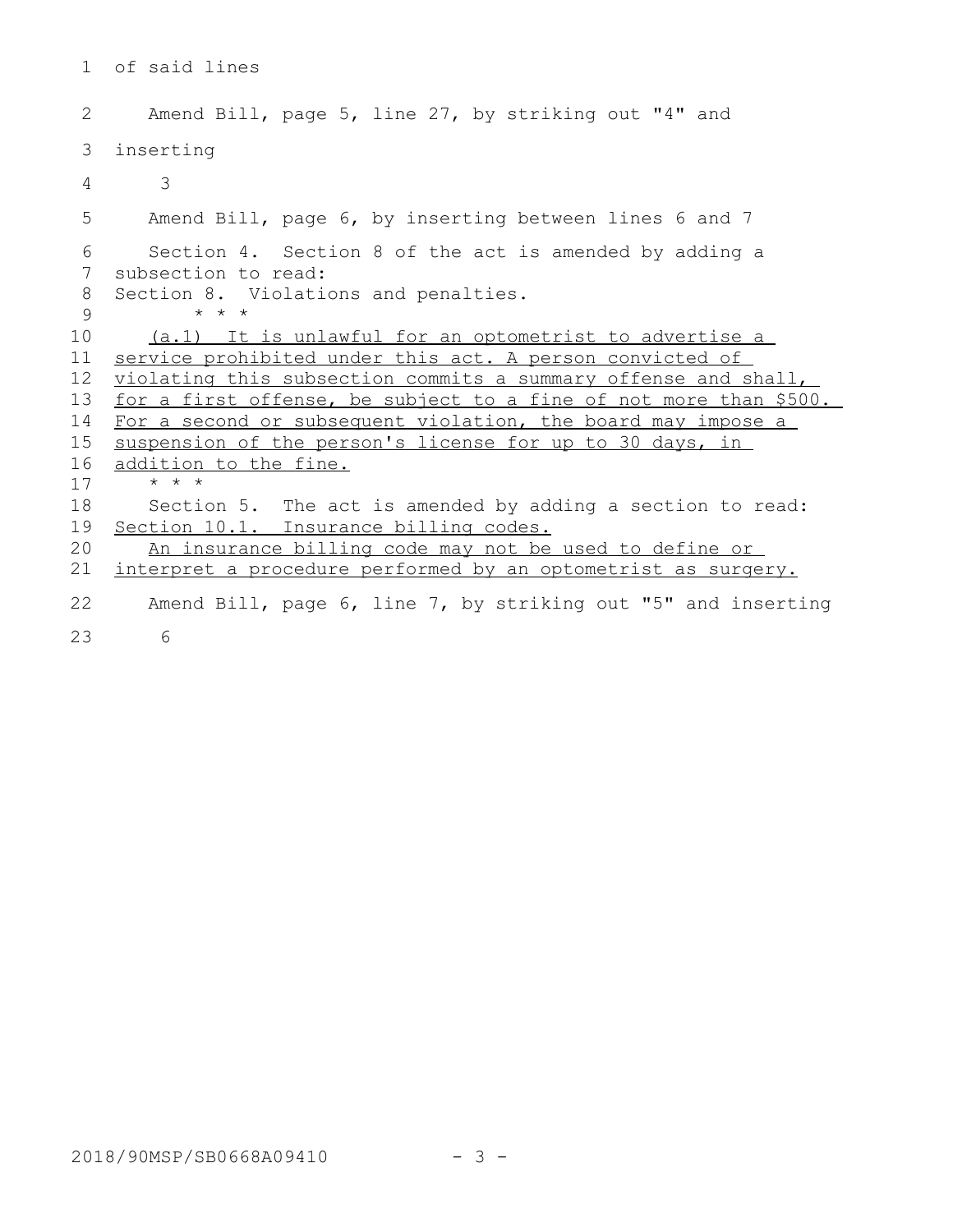of said lines

Amend Bill, page 5, line 27, by striking out "4" and inserting

3

Amend Bill, page 6, by inserting between lines 6 and 7

Section 4. Section 8 of the act is amended by adding a subsection to read:

Section 8. Violations and penalties.

\* \* \*

(a.1) It is unlawful for an optometrist to advertise a service prohibited under this act. A person convicted of violating this subsection commits a summary offense and shall, for a first offense, be subject to a fine of not more than $500. For a second or subsequent violation, the board may impose a suspension of the person's license for up to 30 days, in addition to the fine.

\* \* \*

Section 5. The act is amended by adding a section to read:

Section 10.1. Insurance billing codes.

An insurance billing code may not be used to define or interpret a procedure performed by an optometrist as surgery.

Amend Bill, page 6, line 7, by striking out "5" and inserting

6